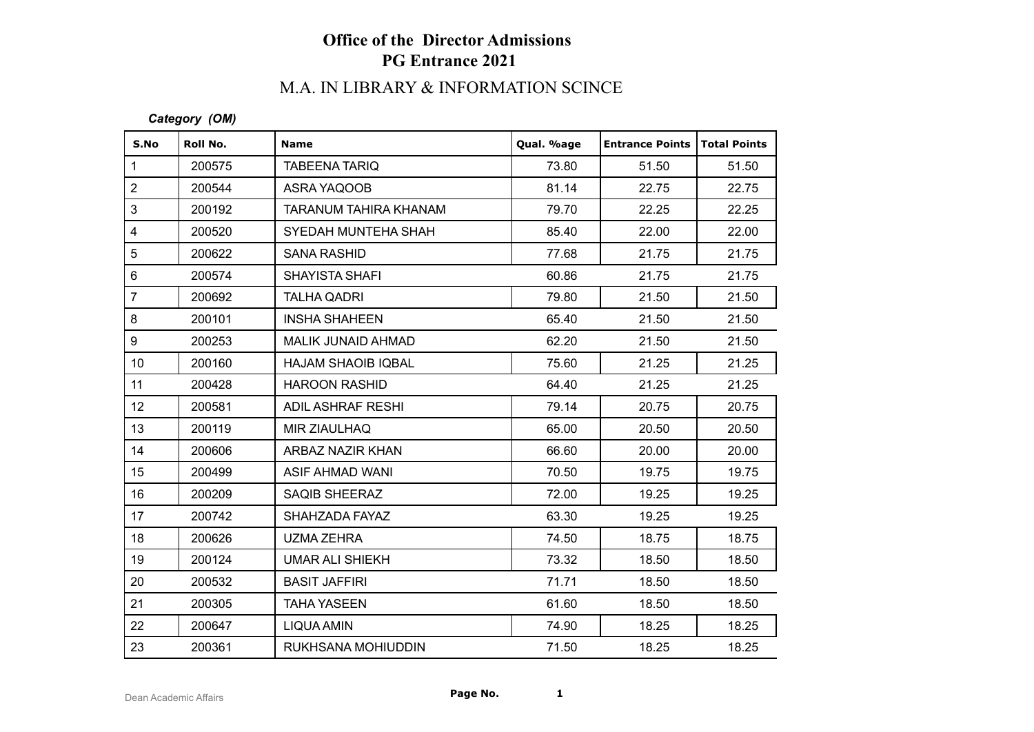# Office of the Director Admissions
## PG Entrance 2021

### M.A. IN LIBRARY & INFORMATION SCINCE

***Category (OM)***

| S.No | Roll No. | Name | Qual. %age | Entrance Points | Total Points |
|---|---|---|---|---|---|
| 1 | 200575 | TABEENA TARIQ | 73.80 | 51.50 | 51.50 |
| 2 | 200544 | ASRA YAQOOB | 81.14 | 22.75 | 22.75 |
| 3 | 200192 | TARANUM TAHIRA KHANAM | 79.70 | 22.25 | 22.25 |
| 4 | 200520 | SYEDAH MUNTEHA SHAH | 85.40 | 22.00 | 22.00 |
| 5 | 200622 | SANA RASHID | 77.68 | 21.75 | 21.75 |
| 6 | 200574 | SHAYISTA SHAFI | 60.86 | 21.75 | 21.75 |
| 7 | 200692 | TALHA QADRI | 79.80 | 21.50 | 21.50 |
| 8 | 200101 | INSHA SHAHEEN | 65.40 | 21.50 | 21.50 |
| 9 | 200253 | MALIK JUNAID AHMAD | 62.20 | 21.50 | 21.50 |
| 10 | 200160 | HAJAM SHAOIB IQBAL | 75.60 | 21.25 | 21.25 |
| 11 | 200428 | HAROON RASHID | 64.40 | 21.25 | 21.25 |
| 12 | 200581 | ADIL ASHRAF RESHI | 79.14 | 20.75 | 20.75 |
| 13 | 200119 | MIR ZIAULHAQ | 65.00 | 20.50 | 20.50 |
| 14 | 200606 | ARBAZ NAZIR KHAN | 66.60 | 20.00 | 20.00 |
| 15 | 200499 | ASIF AHMAD WANI | 70.50 | 19.75 | 19.75 |
| 16 | 200209 | SAQIB SHEERAZ | 72.00 | 19.25 | 19.25 |
| 17 | 200742 | SHAHZADA FAYAZ | 63.30 | 19.25 | 19.25 |
| 18 | 200626 | UZMA ZEHRA | 74.50 | 18.75 | 18.75 |
| 19 | 200124 | UMAR ALI SHIEKH | 73.32 | 18.50 | 18.50 |
| 20 | 200532 | BASIT JAFFIRI | 71.71 | 18.50 | 18.50 |
| 21 | 200305 | TAHA YASEEN | 61.60 | 18.50 | 18.50 |
| 22 | 200647 | LIQUA AMIN | 74.90 | 18.25 | 18.25 |
| 23 | 200361 | RUKHSANA MOHIUDDIN | 71.50 | 18.25 | 18.25 |

Dean Academic Affairs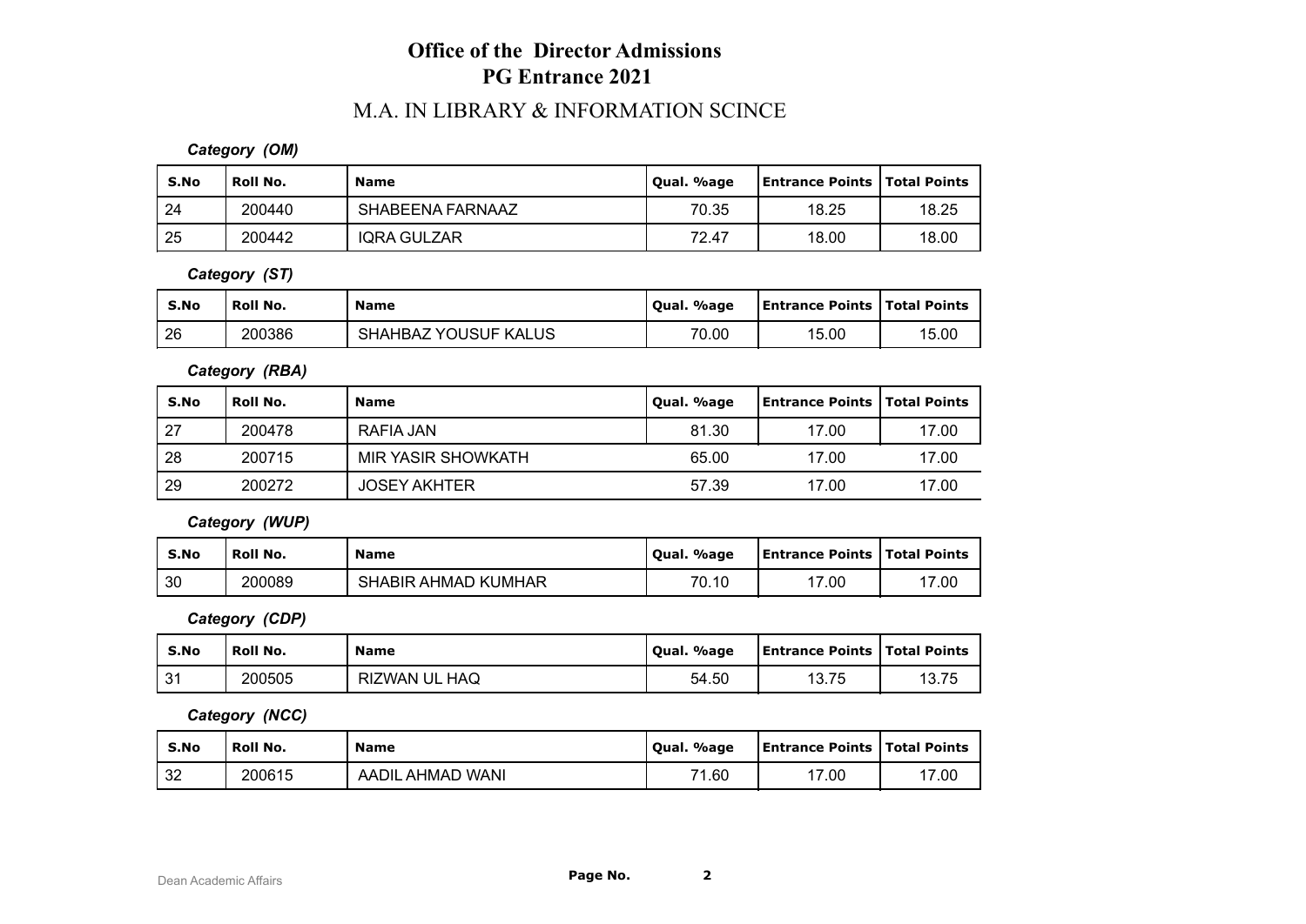# Office of the Director Admissions
## PG Entrance 2021
### M.A. IN LIBRARY & INFORMATION SCINCE

***Category (OM)***

| S.No | Roll No. | Name | Qual. %age | Entrance Points | Total Points |
|---|---|---|---|---|---|
| 24 | 200440 | SHABEENA FARNAAZ | 70.35 | 18.25 | 18.25 |
| 25 | 200442 | IQRA GULZAR | 72.47 | 18.00 | 18.00 |

***Category (ST)***

| S.No | Roll No. | Name | Qual. %age | Entrance Points | Total Points |
|---|---|---|---|---|---|
| 26 | 200386 | SHAHBAZ YOUSUF KALUS | 70.00 | 15.00 | 15.00 |

***Category (RBA)***

| S.No | Roll No. | Name | Qual. %age | Entrance Points | Total Points |
|---|---|---|---|---|---|
| 27 | 200478 | RAFIA JAN | 81.30 | 17.00 | 17.00 |
| 28 | 200715 | MIR YASIR SHOWKATH | 65.00 | 17.00 | 17.00 |
| 29 | 200272 | JOSEY AKHTER | 57.39 | 17.00 | 17.00 |

***Category (WUP)***

| S.No | Roll No. | Name | Qual. %age | Entrance Points | Total Points |
|---|---|---|---|---|---|
| 30 | 200089 | SHABIR AHMAD KUMHAR | 70.10 | 17.00 | 17.00 |

***Category (CDP)***

| S.No | Roll No. | Name | Qual. %age | Entrance Points | Total Points |
|---|---|---|---|---|---|
| 31 | 200505 | RIZWAN UL HAQ | 54.50 | 13.75 | 13.75 |

***Category (NCC)***

| S.No | Roll No. | Name | Qual. %age | Entrance Points | Total Points |
|---|---|---|---|---|---|
| 32 | 200615 | AADIL AHMAD WANI | 71.60 | 17.00 | 17.00 |

Dean Academic Affairs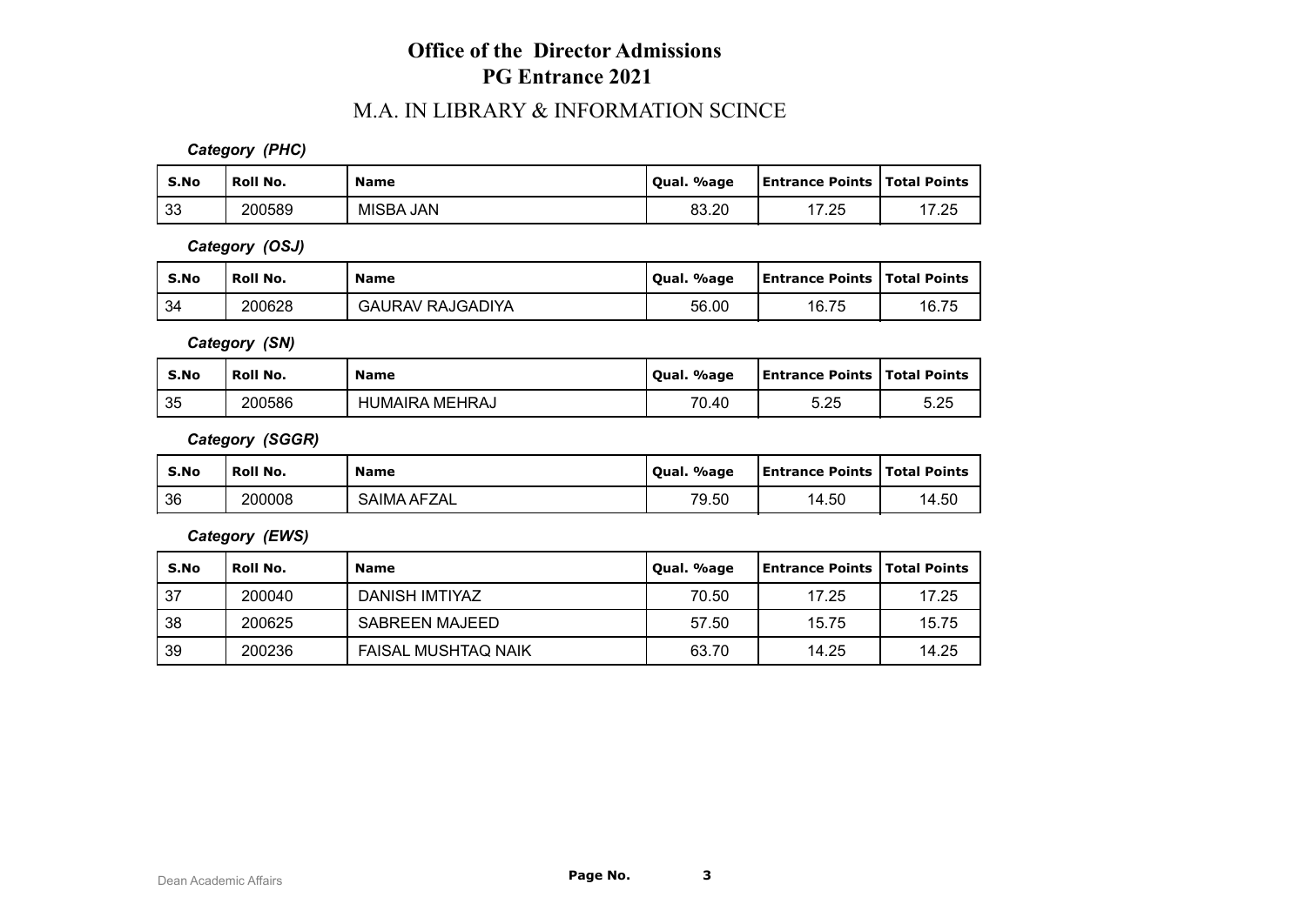# Office of the Director Admissions
# PG Entrance 2021

## M.A. IN LIBRARY & INFORMATION SCINCE

***Category (PHC)***

| S.No | Roll No. | Name | Qual. %age | Entrance Points | Total Points |
|---|---|---|---|---|---|
| 33 | 200589 | MISBA JAN | 83.20 | 17.25 | 17.25 |

***Category (OSJ)***

| S.No | Roll No. | Name | Qual. %age | Entrance Points | Total Points |
|---|---|---|---|---|---|
| 34 | 200628 | GAURAV RAJGADIYA | 56.00 | 16.75 | 16.75 |

***Category (SN)***

| S.No | Roll No. | Name | Qual. %age | Entrance Points | Total Points |
|---|---|---|---|---|---|
| 35 | 200586 | HUMAIRA MEHRAJ | 70.40 | 5.25 | 5.25 |

***Category (SGGR)***

| S.No | Roll No. | Name | Qual. %age | Entrance Points | Total Points |
|---|---|---|---|---|---|
| 36 | 200008 | SAIMA AFZAL | 79.50 | 14.50 | 14.50 |

***Category (EWS)***

| S.No | Roll No. | Name | Qual. %age | Entrance Points | Total Points |
|---|---|---|---|---|---|
| 37 | 200040 | DANISH IMTIYAZ | 70.50 | 17.25 | 17.25 |
| 38 | 200625 | SABREEN MAJEED | 57.50 | 15.75 | 15.75 |
| 39 | 200236 | FAISAL MUSHTAQ NAIK | 63.70 | 14.25 | 14.25 |

Dean Academic Affairs